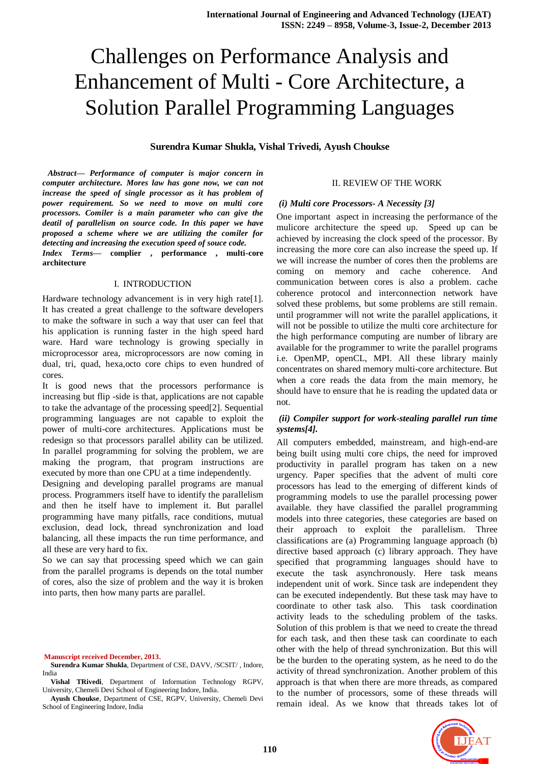# Challenges on Performance Analysis and Enhancement of Multi - Core Architecture, a Solution Parallel Programming Languages

**Surendra Kumar Shukla, Vishal Trivedi, Ayush Choukse**

***Abstract***— ***Performance of computer is major concern in computer architecture. Mores law has gone now, we can not increase the speed of single processor as it has problem of power requirement. So we need to move on multi core processors. Comiler is a main parameter who can give the deatil of parallelism on source code. In this paper we have proposed a scheme where we are utilizing the comiler for detecting and increasing the execution speed of souce code.***

***Index Terms***— **complier , performance , multi-core architecture**

## I. INTRODUCTION

Hardware technology advancement is in very high rate[1]. It has created a great challenge to the software developers to make the software in such a way that user can feel that his application is running faster in the high speed hard ware. Hard ware technology is growing specially in microprocessor area, microprocessors are now coming in dual, tri, quad, hexa,octo core chips to even hundred of cores.

It is good news that the processors performance is increasing but flip -side is that, applications are not capable to take the advantage of the processing speed[2]. Sequential programming languages are not capable to exploit the power of multi-core architectures. Applications must be redesign so that processors parallel ability can be utilized. In parallel programming for solving the problem, we are making the program, that program instructions are executed by more than one CPU at a time independently.

Designing and developing parallel programs are manual process. Programmers itself have to identify the parallelism and then he itself have to implement it. But parallel programming have many pitfalls, race conditions, mutual exclusion, dead lock, thread synchronization and load balancing, all these impacts the run time performance, and all these are very hard to fix.

So we can say that processing speed which we can gain from the parallel programs is depends on the total number of cores, also the size of problem and the way it is broken into parts, then how many parts are parallel.

**Manuscript received December, 2013.**

**Surendra Kumar Shukla**, Department of CSE, DAVV, /SCSIT/ , Indore, India

**Vishal TRivedi**, Department of Information Technology RGPV, University, Chemeli Devi School of Engineering Indore, India.

**Ayush Choukse**, Department of CSE, RGPV, University, Chemeli Devi School of Engineering Indore, India

## II. REVIEW OF THE WORK

### *(i) Multi core Processors- A Necessity [3]*

One important aspect in increasing the performance of the mulicore architecture the speed up. Speed up can be achieved by increasing the clock speed of the processor. By increasing the more core can also increase the speed up. If we will increase the number of cores then the problems are coming on memory and cache coherence. And communication between cores is also a problem. cache coherence protocol and interconnection network have solved these problems, but some problems are still remain. until programmer will not write the parallel applications, it will not be possible to utilize the multi core architecture for the high performance computing are number of library are available for the programmer to write the parallel programs i.e. OpenMP, openCL, MPI. All these library mainly concentrates on shared memory multi-core architecture. But when a core reads the data from the main memory, he should have to ensure that he is reading the updated data or not.

### *(ii) Compiler support for work-stealing parallel run time systems[4].*

All computers embedded, mainstream, and high-end-are being built using multi core chips, the need for improved productivity in parallel program has taken on a new urgency. Paper specifies that the advent of multi core processors has lead to the emerging of different kinds of programming models to use the parallel processing power available. they have classified the parallel programming models into three categories, these categories are based on their approach to exploit the parallelism. Three classifications are (a) Programming language approach (b) directive based approach (c) library approach. They have specified that programming languages should have to execute the task asynchronously. Here task means independent unit of work. Since task are independent they can be executed independently. But these task may have to coordinate to other task also. This task coordination activity leads to the scheduling problem of the tasks. Solution of this problem is that we need to create the thread for each task, and then these task can coordinate to each other with the help of thread synchronization. But this will be the burden to the operating system, as he need to do the activity of thread synchronization. Another problem of this approach is that when there are more threads, as compared to the number of processors, some of these threads will remain ideal. As we know that threads takes lot of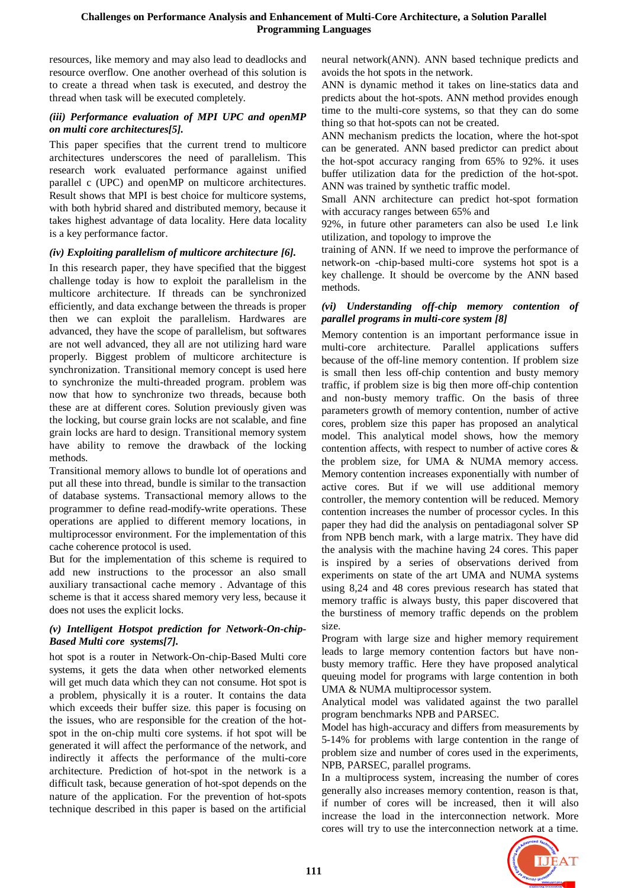resources, like memory and may also lead to deadlocks and resource overflow. One another overhead of this solution is to create a thread when task is executed, and destroy the thread when task will be executed completely.

#### *(iii) Performance evaluation of MPI UPC and openMP on multi core architectures[5].*

This paper specifies that the current trend to multicore architectures underscores the need of parallelism. This research work evaluated performance against unified parallel c (UPC) and openMP on multicore architectures. Result shows that MPI is best choice for multicore systems, with both hybrid shared and distributed memory, because it takes highest advantage of data locality. Here data locality is a key performance factor.

#### *(iv) Exploiting parallelism of multicore architecture [6].*

In this research paper, they have specified that the biggest challenge today is how to exploit the parallelism in the multicore architecture. If threads can be synchronized efficiently, and data exchange between the threads is proper then we can exploit the parallelism. Hardwares are advanced, they have the scope of parallelism, but softwares are not well advanced, they all are not utilizing hard ware properly. Biggest problem of multicore architecture is synchronization. Transitional memory concept is used here to synchronize the multi-threaded program. problem was now that how to synchronize two threads, because both these are at different cores. Solution previously given was the locking, but course grain locks are not scalable, and fine grain locks are hard to design. Transitional memory system have ability to remove the drawback of the locking methods.

Transitional memory allows to bundle lot of operations and put all these into thread, bundle is similar to the transaction of database systems. Transactional memory allows to the programmer to define read-modify-write operations. These operations are applied to different memory locations, in multiprocessor environment. For the implementation of this cache coherence protocol is used.

But for the implementation of this scheme is required to add new instructions to the processor an also small auxiliary transactional cache memory . Advantage of this scheme is that it access shared memory very less, because it does not uses the explicit locks.

#### *(v) Intelligent Hotspot prediction for Network-On-chip-Based Multi core systems[7].*

hot spot is a router in Network-On-chip-Based Multi core systems, it gets the data when other networked elements will get much data which they can not consume. Hot spot is a problem, physically it is a router. It contains the data which exceeds their buffer size. this paper is focusing on the issues, who are responsible for the creation of the hot-spot in the on-chip multi core systems. if hot spot will be generated it will affect the performance of the network, and indirectly it affects the performance of the multi-core architecture. Prediction of hot-spot in the network is a difficult task, because generation of hot-spot depends on the nature of the application. For the prevention of hot-spots technique described in this paper is based on the artificial neural network(ANN). ANN based technique predicts and avoids the hot spots in the network.

ANN is dynamic method it takes on line-statics data and predicts about the hot-spots. ANN method provides enough time to the multi-core systems, so that they can do some thing so that hot-spots can not be created.

ANN mechanism predicts the location, where the hot-spot can be generated. ANN based predictor can predict about the hot-spot accuracy ranging from 65% to 92%. it uses buffer utilization data for the prediction of the hot-spot. ANN was trained by synthetic traffic model.

Small ANN architecture can predict hot-spot formation with accuracy ranges between 65% and 92%, in future other parameters can also be used I.e link utilization, and topology to improve the training of ANN. If we need to improve the performance of network-on -chip-based multi-core systems hot spot is a key challenge. It should be overcome by the ANN based methods.

#### *(vi) Understanding off-chip memory contention of parallel programs in multi-core system [8]*

Memory contention is an important performance issue in multi-core architecture. Parallel applications suffers because of the off-line memory contention. If problem size is small then less off-chip contention and busty memory traffic, if problem size is big then more off-chip contention and non-busty memory traffic. On the basis of three parameters growth of memory contention, number of active cores, problem size this paper has proposed an analytical model. This analytical model shows, how the memory contention affects, with respect to number of active cores & the problem size, for UMA & NUMA memory access. Memory contention increases exponentially with number of active cores. But if we will use additional memory controller, the memory contention will be reduced. Memory contention increases the number of processor cycles. In this paper they had did the analysis on pentadiagonal solver SP from NPB bench mark, with a large matrix. They have did the analysis with the machine having 24 cores. This paper is inspired by a series of observations derived from experiments on state of the art UMA and NUMA systems using 8,24 and 48 cores previous research has stated that memory traffic is always busty, this paper discovered that the burstiness of memory traffic depends on the problem size.

Program with large size and higher memory requirement leads to large memory contention factors but have non-busty memory traffic. Here they have proposed analytical queuing model for programs with large contention in both UMA & NUMA multiprocessor system.

Analytical model was validated against the two parallel program benchmarks NPB and PARSEC.

Model has high-accuracy and differs from measurements by 5-14% for problems with large contention in the range of problem size and number of cores used in the experiments, NPB, PARSEC, parallel programs.

In a multiprocess system, increasing the number of cores generally also increases memory contention, reason is that, if number of cores will be increased, then it will also increase the load in the interconnection network. More cores will try to use the interconnection network at a time.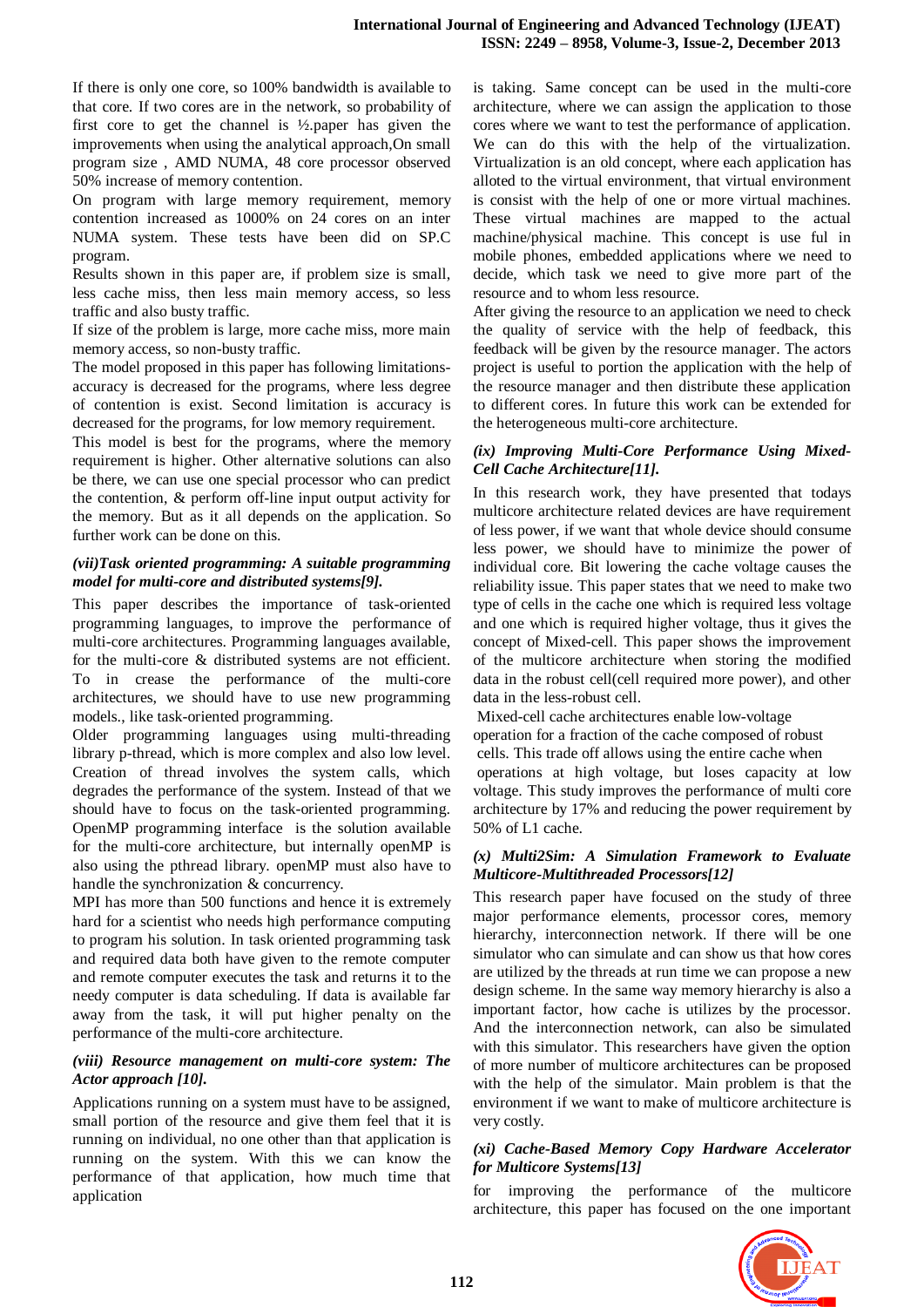If there is only one core, so 100% bandwidth is available to that core. If two cores are in the network, so probability of first core to get the channel is ½.paper has given the improvements when using the analytical approach,On small program size , AMD NUMA, 48 core processor observed 50% increase of memory contention.

On program with large memory requirement, memory contention increased as 1000% on 24 cores on an inter NUMA system. These tests have been did on SP.C program.

Results shown in this paper are, if problem size is small, less cache miss, then less main memory access, so less traffic and also busty traffic.

If size of the problem is large, more cache miss, more main memory access, so non-busty traffic.

The model proposed in this paper has following limitations- accuracy is decreased for the programs, where less degree of contention is exist. Second limitation is accuracy is decreased for the programs, for low memory requirement.

This model is best for the programs, where the memory requirement is higher. Other alternative solutions can also be there, we can use one special processor who can predict the contention, & perform off-line input output activity for the memory. But as it all depends on the application. So further work can be done on this.

### *(vii)Task oriented programming: A suitable programming model for multi-core and distributed systems[9].*

This paper describes the importance of task-oriented programming languages, to improve the performance of multi-core architectures. Programming languages available, for the multi-core & distributed systems are not efficient. To in crease the performance of the multi-core architectures, we should have to use new programming models., like task-oriented programming.

Older programming languages using multi-threading library p-thread, which is more complex and also low level. Creation of thread involves the system calls, which degrades the performance of the system. Instead of that we should have to focus on the task-oriented programming. OpenMP programming interface is the solution available for the multi-core architecture, but internally openMP is also using the pthread library. openMP must also have to handle the synchronization & concurrency.

MPI has more than 500 functions and hence it is extremely hard for a scientist who needs high performance computing to program his solution. In task oriented programming task and required data both have given to the remote computer and remote computer executes the task and returns it to the needy computer is data scheduling. If data is available far away from the task, it will put higher penalty on the performance of the multi-core architecture.

### *(viii) Resource management on multi-core system: The Actor approach [10].*

Applications running on a system must have to be assigned, small portion of the resource and give them feel that it is running on individual, no one other than that application is running on the system. With this we can know the performance of that application, how much time that application is taking. Same concept can be used in the multi-core architecture, where we can assign the application to those cores where we want to test the performance of application. We can do this with the help of the virtualization. Virtualization is an old concept, where each application has alloted to the virtual environment, that virtual environment is consist with the help of one or more virtual machines. These virtual machines are mapped to the actual machine/physical machine. This concept is use ful in mobile phones, embedded applications where we need to decide, which task we need to give more part of the resource and to whom less resource.

After giving the resource to an application we need to check the quality of service with the help of feedback, this feedback will be given by the resource manager. The actors project is useful to portion the application with the help of the resource manager and then distribute these application to different cores. In future this work can be extended for the heterogeneous multi-core architecture.

### *(ix) Improving Multi-Core Performance Using Mixed-Cell Cache Architecture[11].*

In this research work, they have presented that todays multicore architecture related devices are have requirement of less power, if we want that whole device should consume less power, we should have to minimize the power of individual core. Bit lowering the cache voltage causes the reliability issue. This paper states that we need to make two type of cells in the cache one which is required less voltage and one which is required higher voltage, thus it gives the concept of Mixed-cell. This paper shows the improvement of the multicore architecture when storing the modified data in the robust cell(cell required more power), and other data in the less-robust cell.

Mixed-cell cache architectures enable low-voltage operation for a fraction of the cache composed of robust cells. This trade off allows using the entire cache when operations at high voltage, but loses capacity at low voltage. This study improves the performance of multi core architecture by 17% and reducing the power requirement by 50% of L1 cache.

### *(x) Multi2Sim: A Simulation Framework to Evaluate Multicore-Multithreaded Processors[12]*

This research paper have focused on the study of three major performance elements, processor cores, memory hierarchy, interconnection network. If there will be one simulator who can simulate and can show us that how cores are utilized by the threads at run time we can propose a new design scheme. In the same way memory hierarchy is also a important factor, how cache is utilizes by the processor. And the interconnection network, can also be simulated with this simulator. This researchers have given the option of more number of multicore architectures can be proposed with the help of the simulator. Main problem is that the environment if we want to make of multicore architecture is very costly.

### *(xi) Cache-Based Memory Copy Hardware Accelerator for Multicore Systems[13]*

for improving the performance of the multicore architecture, this paper has focused on the one important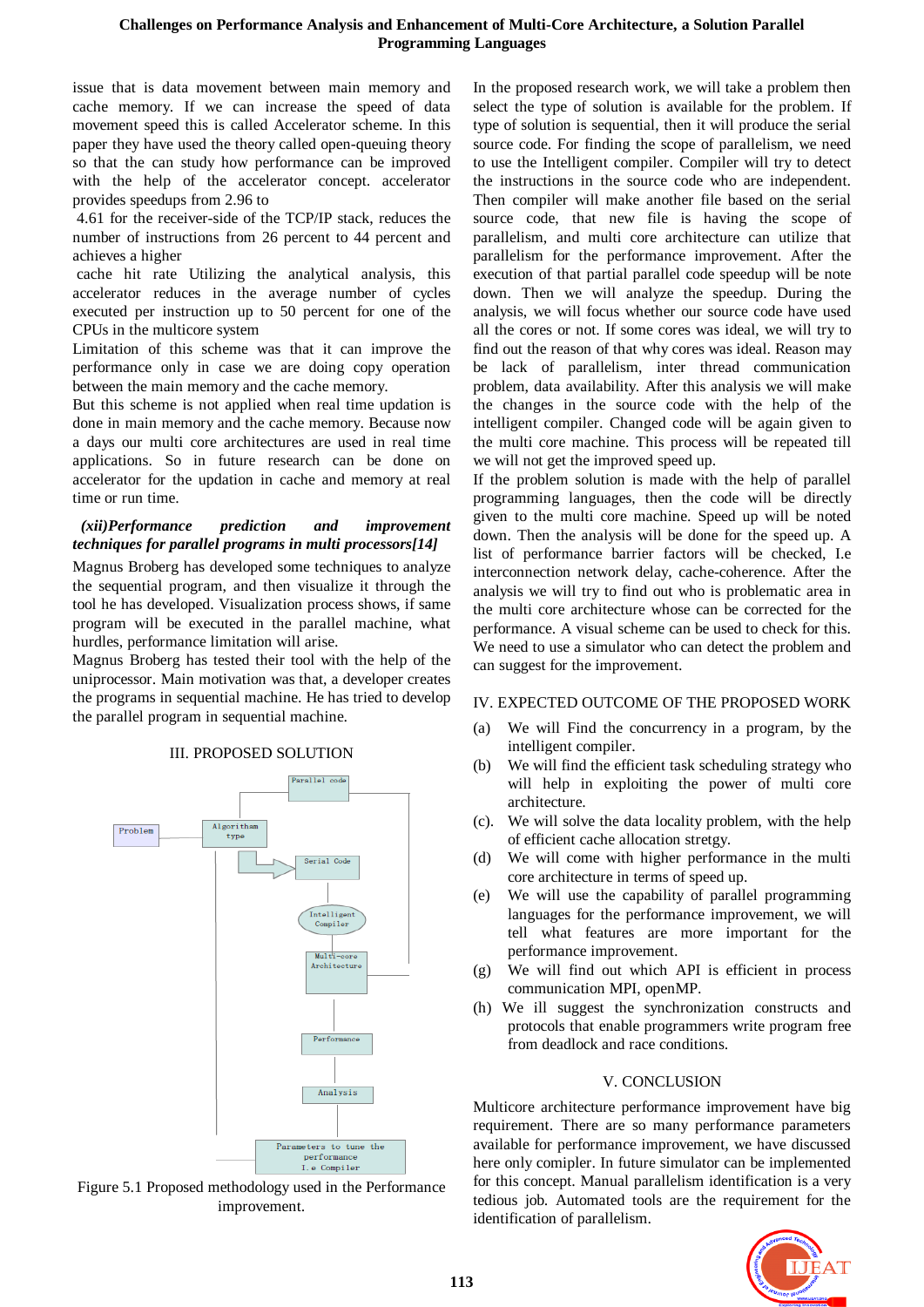issue that is data movement between main memory and cache memory. If we can increase the speed of data movement speed this is called Accelerator scheme. In this paper they have used the theory called open-queuing theory so that the can study how performance can be improved with the help of the accelerator concept. accelerator provides speedups from 2.96 to

4.61 for the receiver-side of the TCP/IP stack, reduces the number of instructions from 26 percent to 44 percent and achieves a higher

cache hit rate Utilizing the analytical analysis, this accelerator reduces in the average number of cycles executed per instruction up to 50 percent for one of the CPUs in the multicore system

Limitation of this scheme was that it can improve the performance only in case we are doing copy operation between the main memory and the cache memory.

But this scheme is not applied when real time updation is done in main memory and the cache memory. Because now a days our multi core architectures are used in real time applications. So in future research can be done on accelerator for the updation in cache and memory at real time or run time.

***(xii)Performance prediction and improvement techniques for parallel programs in multi processors[14]***

Magnus Broberg has developed some techniques to analyze the sequential program, and then visualize it through the tool he has developed. Visualization process shows, if same program will be executed in the parallel machine, what hurdles, performance limitation will arise.

Magnus Broberg has tested their tool with the help of the uniprocessor. Main motivation was that, a developer creates the programs in sequential machine. He has tried to develop the parallel program in sequential machine.

## III. PROPOSED SOLUTION

Figure 5.1 Proposed methodology used in the Performance improvement.

In the proposed research work, we will take a problem then select the type of solution is available for the problem. If type of solution is sequential, then it will produce the serial source code. For finding the scope of parallelism, we need to use the Intelligent compiler. Compiler will try to detect the instructions in the source code who are independent. Then compiler will make another file based on the serial source code, that new file is having the scope of parallelism, and multi core architecture can utilize that parallelism for the performance improvement. After the execution of that partial parallel code speedup will be note down. Then we will analyze the speedup. During the analysis, we will focus whether our source code have used all the cores or not. If some cores was ideal, we will try to find out the reason of that why cores was ideal. Reason may be lack of parallelism, inter thread communication problem, data availability. After this analysis we will make the changes in the source code with the help of the intelligent compiler. Changed code will be again given to the multi core machine. This process will be repeated till we will not get the improved speed up.

If the problem solution is made with the help of parallel programming languages, then the code will be directly given to the multi core machine. Speed up will be noted down. Then the analysis will be done for the speed up. A list of performance barrier factors will be checked, I.e interconnection network delay, cache-coherence. After the analysis we will try to find out who is problematic area in the multi core architecture whose can be corrected for the performance. A visual scheme can be used to check for this. We need to use a simulator who can detect the problem and can suggest for the improvement.

## IV. EXPECTED OUTCOME OF THE PROPOSED WORK

(a) We will Find the concurrency in a program, by the intelligent compiler.

(b) We will find the efficient task scheduling strategy who will help in exploiting the power of multi core architecture.

(c). We will solve the data locality problem, with the help of efficient cache allocation stretgy.

(d) We will come with higher performance in the multi core architecture in terms of speed up.

(e) We will use the capability of parallel programming languages for the performance improvement, we will tell what features are more important for the performance improvement.

(g) We will find out which API is efficient in process communication MPI, openMP.

(h) We ill suggest the synchronization constructs and protocols that enable programmers write program free from deadlock and race conditions.

## V. CONCLUSION

Multicore architecture performance improvement have big requirement. There are so many performance parameters available for performance improvement, we have discussed here only comipler. In future simulator can be implemented for this concept. Manual parallelism identification is a very tedious job. Automated tools are the requirement for the identification of parallelism.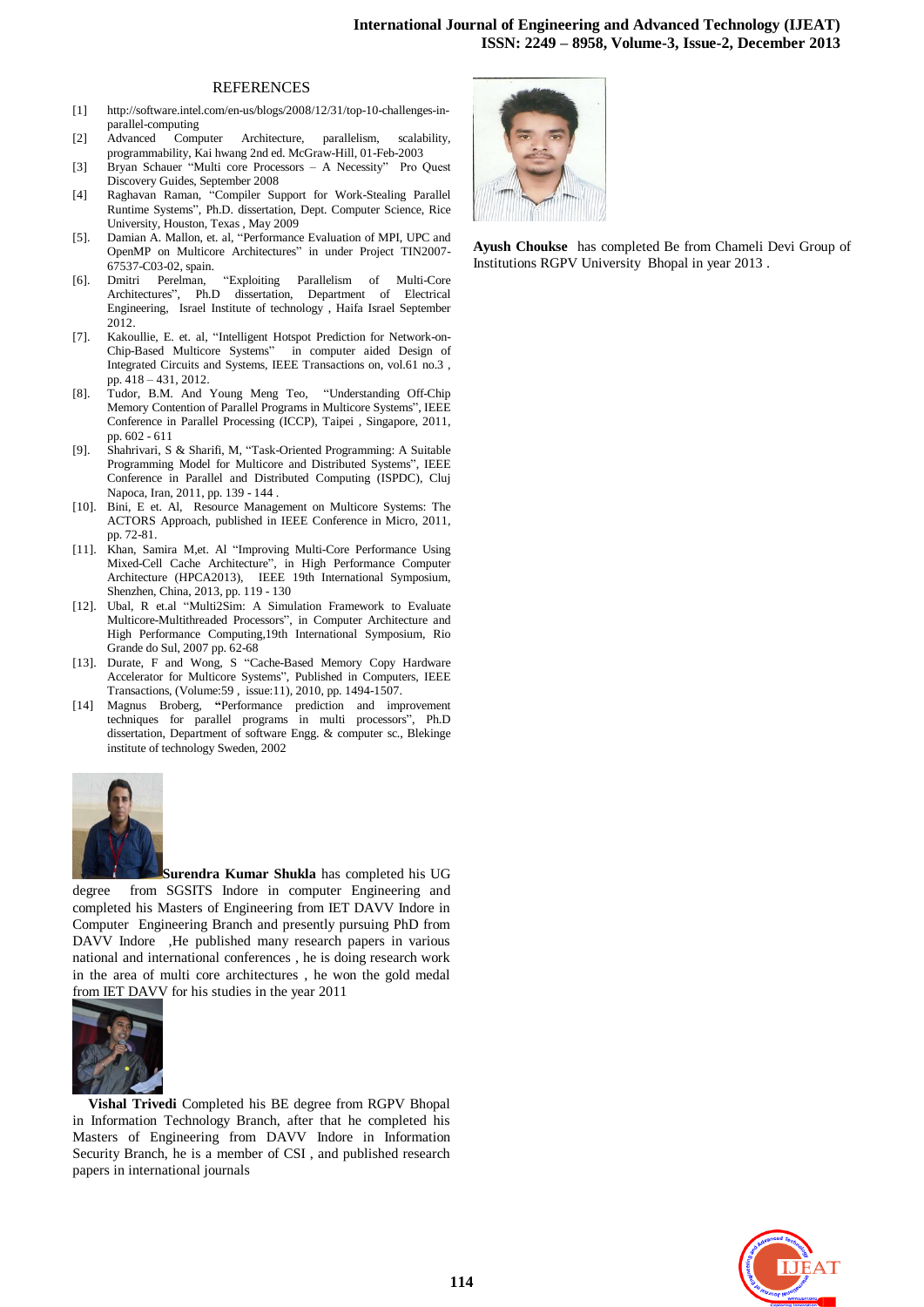## REFERENCES

[1] http://software.intel.com/en-us/blogs/2008/12/31/top-10-challenges-in-parallel-computing

[2] Advanced Computer Architecture, parallelism, scalability, programmability, Kai hwang 2nd ed. McGraw-Hill, 01-Feb-2003

[3] Bryan Schauer "Multi core Processors – A Necessity" Pro Quest Discovery Guides, September 2008

[4] Raghavan Raman, "Compiler Support for Work-Stealing Parallel Runtime Systems", Ph.D. dissertation, Dept. Computer Science, Rice University, Houston, Texas , May 2009

[5]. Damian A. Mallon, et. al, "Performance Evaluation of MPI, UPC and OpenMP on Multicore Architectures" in under Project TIN2007-67537-C03-02, spain.

[6]. Dmitri Perelman, "Exploiting Parallelism of Multi-Core Architectures", Ph.D dissertation, Department of Electrical Engineering, Israel Institute of technology , Haifa Israel September 2012.

[7]. Kakoullie, E. et. al, "Intelligent Hotspot Prediction for Network-on-Chip-Based Multicore Systems" in computer aided Design of Integrated Circuits and Systems, IEEE Transactions on, vol.61 no.3 , pp. 418 – 431, 2012.

[8]. Tudor, B.M. And Young Meng Teo, "Understanding Off-Chip Memory Contention of Parallel Programs in Multicore Systems", IEEE Conference in Parallel Processing (ICCP), Taipei , Singapore, 2011, pp. 602 - 611

[9]. Shahrivari, S & Sharifi, M, "Task-Oriented Programming: A Suitable Programming Model for Multicore and Distributed Systems", IEEE Conference in Parallel and Distributed Computing (ISPDC), Cluj Napoca, Iran, 2011, pp. 139 - 144 .

[10]. Bini, E et. Al, Resource Management on Multicore Systems: The ACTORS Approach, published in IEEE Conference in Micro, 2011, pp. 72-81.

[11]. Khan, Samira M,et. Al "Improving Multi-Core Performance Using Mixed-Cell Cache Architecture", in High Performance Computer Architecture (HPCA2013), IEEE 19th International Symposium, Shenzhen, China, 2013, pp. 119 - 130

[12]. Ubal, R et.al "Multi2Sim: A Simulation Framework to Evaluate Multicore-Multithreaded Processors", in Computer Architecture and High Performance Computing,19th International Symposium, Rio Grande do Sul, 2007 pp. 62-68

[13]. Durate, F and Wong, S "Cache-Based Memory Copy Hardware Accelerator for Multicore Systems", Published in Computers, IEEE Transactions, (Volume:59 , issue:11), 2010, pp. 1494-1507.

[14] Magnus Broberg, "Performance prediction and improvement techniques for parallel programs in multi processors", Ph.D dissertation, Department of software Engg. & computer sc., Blekinge institute of technology Sweden, 2002

**Surendra Kumar Shukla** has completed his UG degree from SGSITS Indore in computer Engineering and completed his Masters of Engineering from IET DAVV Indore in Computer Engineering Branch and presently pursuing PhD from DAVV Indore ,He published many research papers in various national and international conferences , he is doing research work in the area of multi core architectures , he won the gold medal from IET DAVV for his studies in the year 2011

**Vishal Trivedi** Completed his BE degree from RGPV Bhopal in Information Technology Branch, after that he completed his Masters of Engineering from DAVV Indore in Information Security Branch, he is a member of CSI , and published research papers in international journals

**Ayush Choukse** has completed Be from Chameli Devi Group of Institutions RGPV University Bhopal in year 2013 .